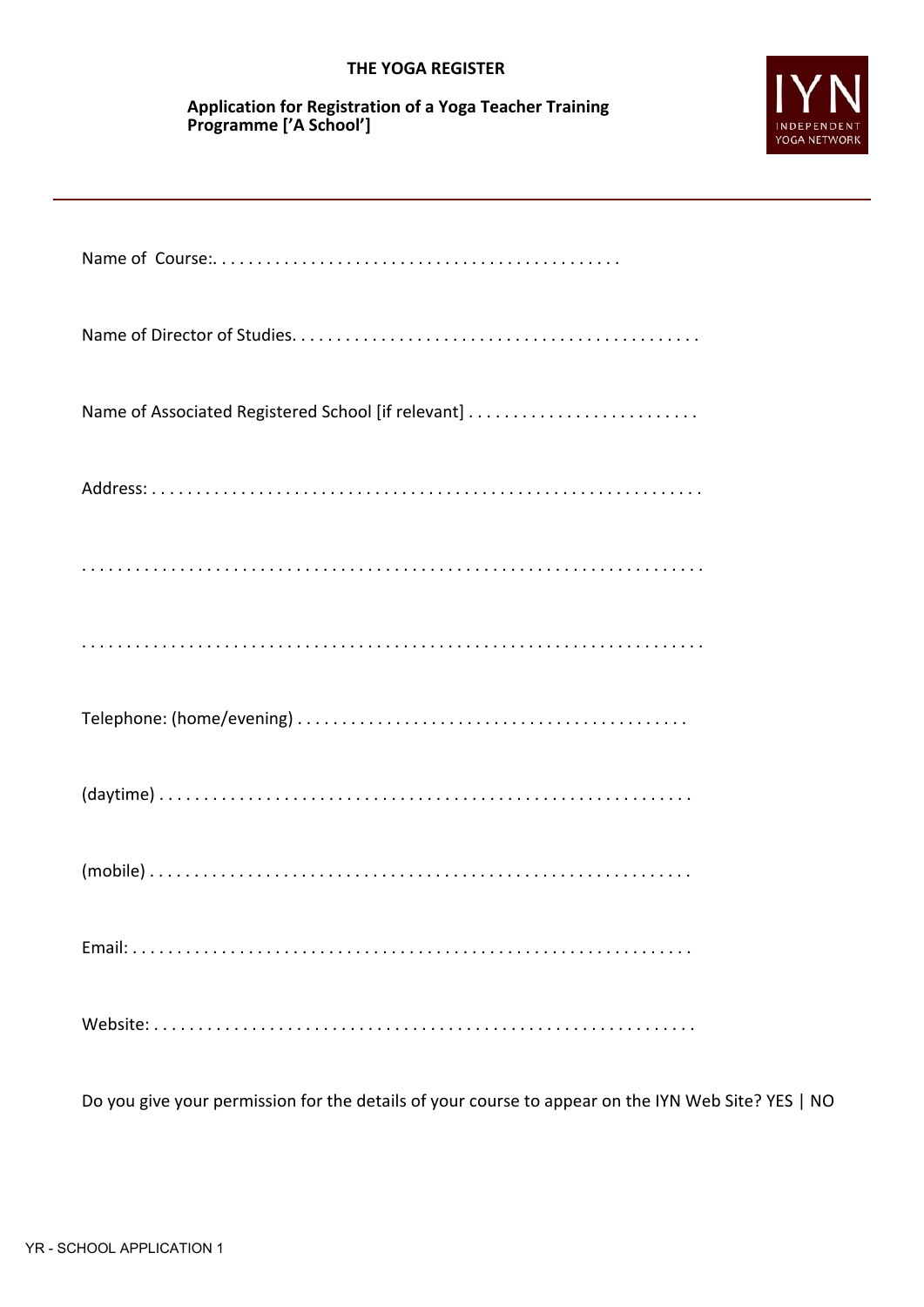**THE YOGA REGISTER**

**Application for Registration of a Yoga Teacher Training Programme ['A School']**

IYN
INDEPENDENT YOGA NETWORK

---

Name of Course:. . . . . . . . . . . . . . . . . . . . . . . . . . . . . . . . . . . . . . . . . . . .

Name of Director of Studies. . . . . . . . . . . . . . . . . . . . . . . . . . . . . . . . . . . . . . . . . . . . .

Name of Associated Registered School [if relevant] . . . . . . . . . . . . . . . . . . . . . . . . . .

Address: . . . . . . . . . . . . . . . . . . . . . . . . . . . . . . . . . . . . . . . . . . . . . . . . . . . . . . . . . . . .

. . . . . . . . . . . . . . . . . . . . . . . . . . . . . . . . . . . . . . . . . . . . . . . . . . . . . . . . . . . . . . . . . . .

. . . . . . . . . . . . . . . . . . . . . . . . . . . . . . . . . . . . . . . . . . . . . . . . . . . . . . . . . . . . . . . . . . .

Telephone: (home/evening) . . . . . . . . . . . . . . . . . . . . . . . . . . . . . . . . . . . . . . . . . . .

(daytime) . . . . . . . . . . . . . . . . . . . . . . . . . . . . . . . . . . . . . . . . . . . . . . . . . . . . . . . . . . .

(mobile) . . . . . . . . . . . . . . . . . . . . . . . . . . . . . . . . . . . . . . . . . . . . . . . . . . . . . . . . . . . .

Email: . . . . . . . . . . . . . . . . . . . . . . . . . . . . . . . . . . . . . . . . . . . . . . . . . . . . . . . . . . . . . .

Website: . . . . . . . . . . . . . . . . . . . . . . . . . . . . . . . . . . . . . . . . . . . . . . . . . . . . . . . . . . . .

Do you give your permission for the details of your course to appear on the IYN Web Site? YES | NO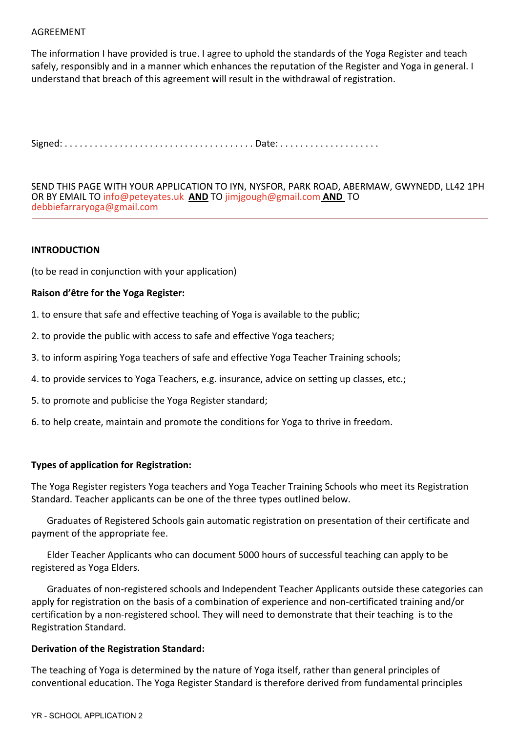AGREEMENT

The information I have provided is true. I agree to uphold the standards of the Yoga Register and teach safely, responsibly and in a manner which enhances the reputation of the Register and Yoga in general. I understand that breach of this agreement will result in the withdrawal of registration.

Signed: . . . . . . . . . . . . . . . . . . . . . . . . . . . . . . . . . . . . . . Date: . . . . . . . . . . . . . . . . . . . .

SEND THIS PAGE WITH YOUR APPLICATION TO IYN, NYSFOR, PARK ROAD, ABERMAW, GWYNEDD, LL42 1PH OR BY EMAIL TO info@peteyates.uk **AND** TO jimjgough@gmail.com **AND** TO debbiefarraryoga@gmail.com

---

**INTRODUCTION**

(to be read in conjunction with your application)

**Raison d'être for the Yoga Register:**

1. to ensure that safe and effective teaching of Yoga is available to the public;
2. to provide the public with access to safe and effective Yoga teachers;
3. to inform aspiring Yoga teachers of safe and effective Yoga Teacher Training schools;
4. to provide services to Yoga Teachers, e.g. insurance, advice on setting up classes, etc.;
5. to promote and publicise the Yoga Register standard;
6. to help create, maintain and promote the conditions for Yoga to thrive in freedom.

**Types of application for Registration:**

The Yoga Register registers Yoga teachers and Yoga Teacher Training Schools who meet its Registration Standard. Teacher applicants can be one of the three types outlined below.

Graduates of Registered Schools gain automatic registration on presentation of their certificate and payment of the appropriate fee.

Elder Teacher Applicants who can document 5000 hours of successful teaching can apply to be registered as Yoga Elders.

Graduates of non-registered schools and Independent Teacher Applicants outside these categories can apply for registration on the basis of a combination of experience and non-certificated training and/or certification by a non-registered school. They will need to demonstrate that their teaching is to the Registration Standard.

**Derivation of the Registration Standard:**

The teaching of Yoga is determined by the nature of Yoga itself, rather than general principles of conventional education. The Yoga Register Standard is therefore derived from fundamental principles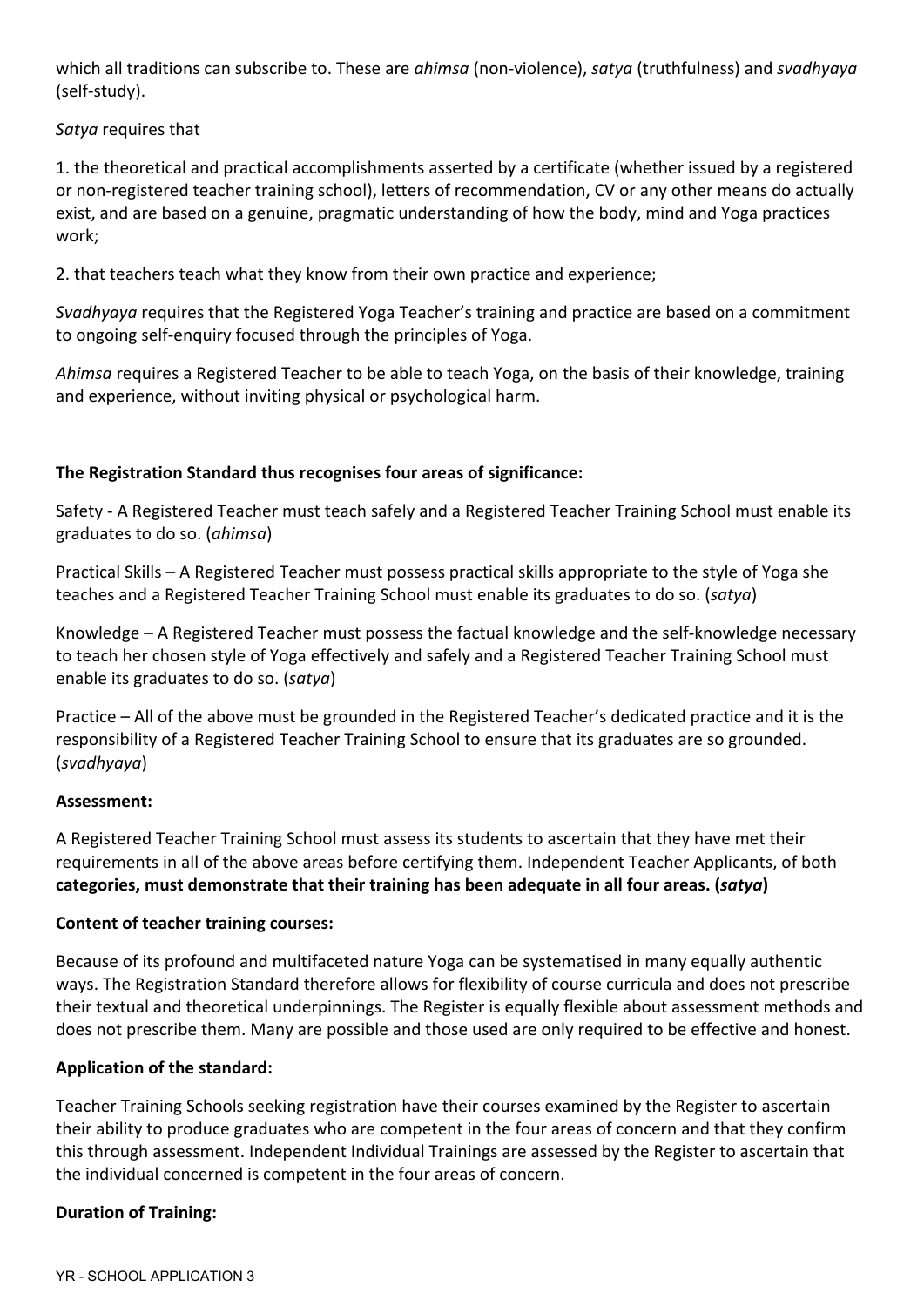which all traditions can subscribe to. These are *ahimsa* (non-violence), *satya* (truthfulness) and *svadhyaya* (self-study).

*Satya* requires that

1. the theoretical and practical accomplishments asserted by a certificate (whether issued by a registered or non-registered teacher training school), letters of recommendation, CV or any other means do actually exist, and are based on a genuine, pragmatic understanding of how the body, mind and Yoga practices work;

2. that teachers teach what they know from their own practice and experience;

*Svadhyaya* requires that the Registered Yoga Teacher's training and practice are based on a commitment to ongoing self-enquiry focused through the principles of Yoga.

*Ahimsa* requires a Registered Teacher to be able to teach Yoga, on the basis of their knowledge, training and experience, without inviting physical or psychological harm.

**The Registration Standard thus recognises four areas of significance:**

Safety - A Registered Teacher must teach safely and a Registered Teacher Training School must enable its graduates to do so. (*ahimsa*)

Practical Skills – A Registered Teacher must possess practical skills appropriate to the style of Yoga she teaches and a Registered Teacher Training School must enable its graduates to do so. (*satya*)

Knowledge – A Registered Teacher must possess the factual knowledge and the self-knowledge necessary to teach her chosen style of Yoga effectively and safely and a Registered Teacher Training School must enable its graduates to do so. (*satya*)

Practice – All of the above must be grounded in the Registered Teacher's dedicated practice and it is the responsibility of a Registered Teacher Training School to ensure that its graduates are so grounded. (*svadhyaya*)

**Assessment:**

A Registered Teacher Training School must assess its students to ascertain that they have met their requirements in all of the above areas before certifying them. Independent Teacher Applicants, of both **categories, must demonstrate that their training has been adequate in all four areas. (*satya*)**

**Content of teacher training courses:**

Because of its profound and multifaceted nature Yoga can be systematised in many equally authentic ways. The Registration Standard therefore allows for flexibility of course curricula and does not prescribe their textual and theoretical underpinnings. The Register is equally flexible about assessment methods and does not prescribe them. Many are possible and those used are only required to be effective and honest.

**Application of the standard:**

Teacher Training Schools seeking registration have their courses examined by the Register to ascertain their ability to produce graduates who are competent in the four areas of concern and that they confirm this through assessment. Independent Individual Trainings are assessed by the Register to ascertain that the individual concerned is competent in the four areas of concern.

**Duration of Training:**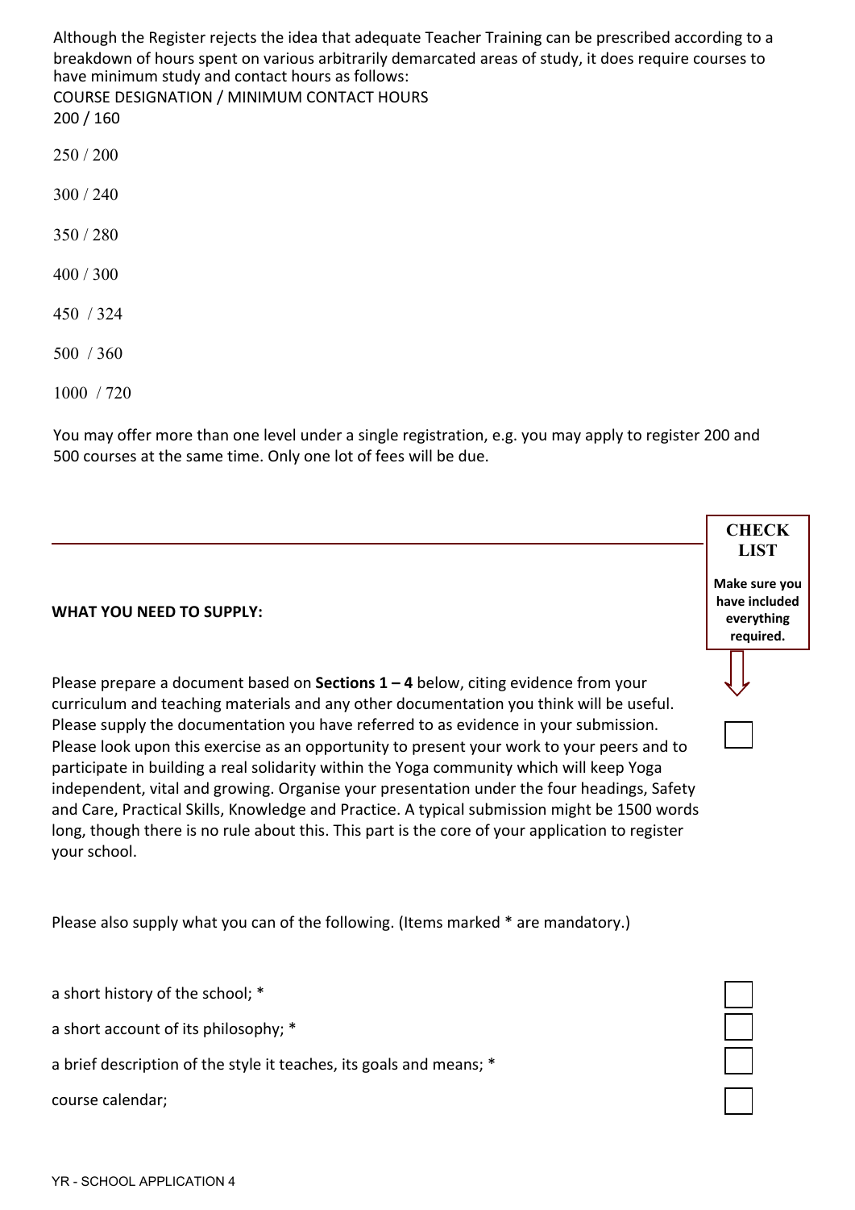Although the Register rejects the idea that adequate Teacher Training can be prescribed according to a breakdown of hours spent on various arbitrarily demarcated areas of study, it does require courses to have minimum study and contact hours as follows:

| COURSE DESIGNATION | MINIMUM CONTACT HOURS |
| --- | --- |
| 200 | 160 |
| 250 | 200 |
| 300 | 240 |
| 350 | 280 |
| 400 | 300 |
| 450 | 324 |
| 500 | 360 |
| 1000 | 720 |

You may offer more than one level under a single registration, e.g. you may apply to register 200 and 500 courses at the same time. Only one lot of fees will be due.

---

**CHECK LIST**

**Make sure you have included everything required.**

**WHAT YOU NEED TO SUPPLY:**

Please prepare a document based on **Sections 1 – 4** below, citing evidence from your curriculum and teaching materials and any other documentation you think will be useful. Please supply the documentation you have referred to as evidence in your submission. Please look upon this exercise as an opportunity to present your work to your peers and to participate in building a real solidarity within the Yoga community which will keep Yoga independent, vital and growing. Organise your presentation under the four headings, Safety and Care, Practical Skills, Knowledge and Practice. A typical submission might be 1500 words long, though there is no rule about this. This part is the core of your application to register your school. ☐

Please also supply what you can of the following. (Items marked * are mandatory.)

- a short history of the school; * ☐
- a short account of its philosophy; * ☐
- a brief description of the style it teaches, its goals and means; * ☐
- course calendar; ☐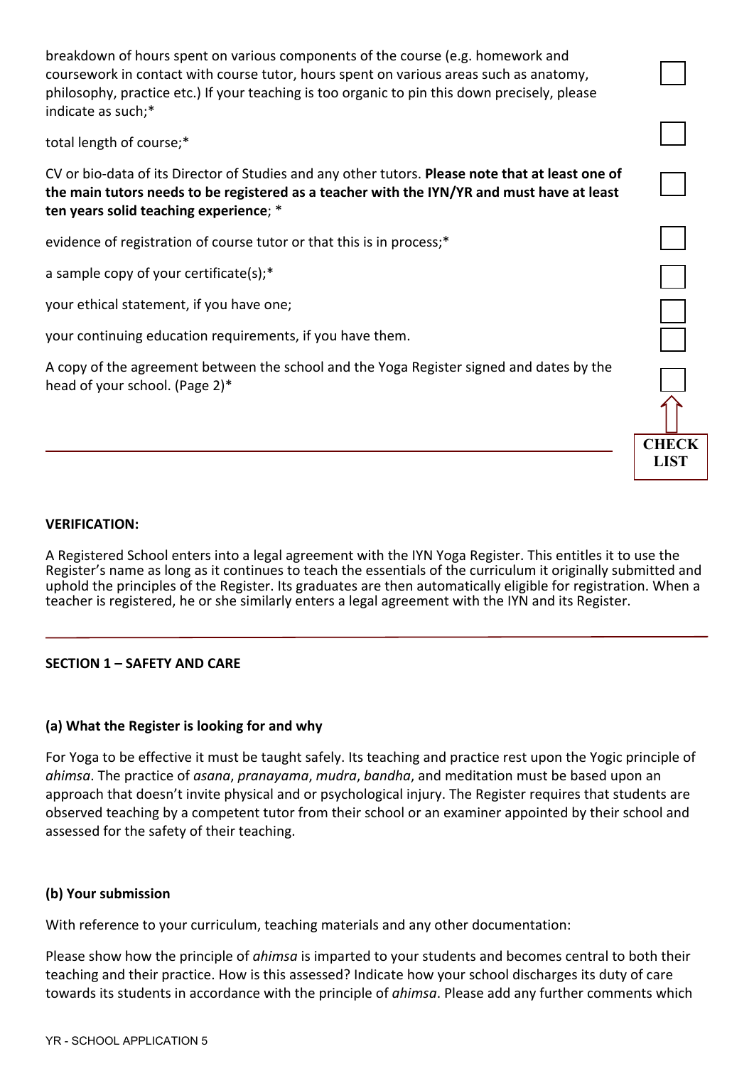- breakdown of hours spent on various components of the course (e.g. homework and coursework in contact with course tutor, hours spent on various areas such as anatomy, philosophy, practice etc.) If your teaching is too organic to pin this down precisely, please indicate as such;* ☐
- total length of course;* ☐
- CV or bio-data of its Director of Studies and any other tutors. **Please note that at least one of the main tutors needs to be registered as a teacher with the IYN/YR and must have at least ten years solid teaching experience**; * ☐
- evidence of registration of course tutor or that this is in process;* ☐
- a sample copy of your certificate(s);* ☐
- your ethical statement, if you have one; ☐
- your continuing education requirements, if you have them. ☐
- A copy of the agreement between the school and the Yoga Register signed and dates by the head of your school. (Page 2)* ☐

**CHECK LIST**

---

**VERIFICATION:**

A Registered School enters into a legal agreement with the IYN Yoga Register. This entitles it to use the Register's name as long as it continues to teach the essentials of the curriculum it originally submitted and uphold the principles of the Register. Its graduates are then automatically eligible for registration. When a teacher is registered, he or she similarly enters a legal agreement with the IYN and its Register.

---

## SECTION 1 – SAFETY AND CARE

### (a) What the Register is looking for and why

For Yoga to be effective it must be taught safely. Its teaching and practice rest upon the Yogic principle of *ahimsa*. The practice of *asana*, *pranayama*, *mudra*, *bandha*, and meditation must be based upon an approach that doesn't invite physical and or psychological injury. The Register requires that students are observed teaching by a competent tutor from their school or an examiner appointed by their school and assessed for the safety of their teaching.

### (b) Your submission

With reference to your curriculum, teaching materials and any other documentation:

Please show how the principle of *ahimsa* is imparted to your students and becomes central to both their teaching and their practice. How is this assessed? Indicate how your school discharges its duty of care towards its students in accordance with the principle of *ahimsa*. Please add any further comments which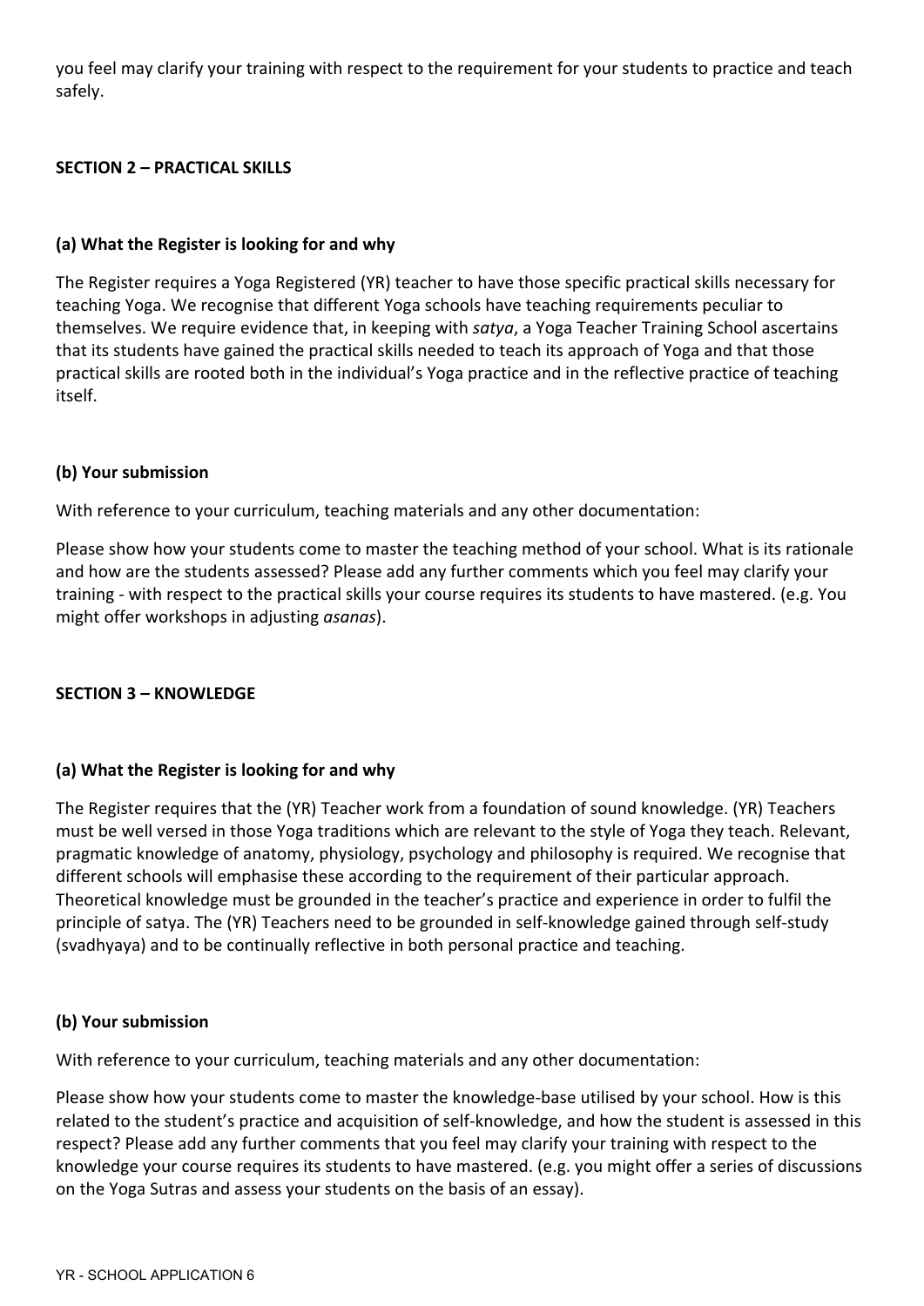you feel may clarify your training with respect to the requirement for your students to practice and teach safely.

## SECTION 2 – PRACTICAL SKILLS

### (a) What the Register is looking for and why

The Register requires a Yoga Registered (YR) teacher to have those specific practical skills necessary for teaching Yoga. We recognise that different Yoga schools have teaching requirements peculiar to themselves. We require evidence that, in keeping with *satya*, a Yoga Teacher Training School ascertains that its students have gained the practical skills needed to teach its approach of Yoga and that those practical skills are rooted both in the individual's Yoga practice and in the reflective practice of teaching itself.

### (b) Your submission

With reference to your curriculum, teaching materials and any other documentation:

Please show how your students come to master the teaching method of your school. What is its rationale and how are the students assessed? Please add any further comments which you feel may clarify your training - with respect to the practical skills your course requires its students to have mastered. (e.g. You might offer workshops in adjusting *asanas*).

## SECTION 3 – KNOWLEDGE

### (a) What the Register is looking for and why

The Register requires that the (YR) Teacher work from a foundation of sound knowledge. (YR) Teachers must be well versed in those Yoga traditions which are relevant to the style of Yoga they teach. Relevant, pragmatic knowledge of anatomy, physiology, psychology and philosophy is required. We recognise that different schools will emphasise these according to the requirement of their particular approach. Theoretical knowledge must be grounded in the teacher's practice and experience in order to fulfil the principle of satya. The (YR) Teachers need to be grounded in self-knowledge gained through self-study (svadhyaya) and to be continually reflective in both personal practice and teaching.

### (b) Your submission

With reference to your curriculum, teaching materials and any other documentation:

Please show how your students come to master the knowledge-base utilised by your school. How is this related to the student's practice and acquisition of self-knowledge, and how the student is assessed in this respect? Please add any further comments that you feel may clarify your training with respect to the knowledge your course requires its students to have mastered. (e.g. you might offer a series of discussions on the Yoga Sutras and assess your students on the basis of an essay).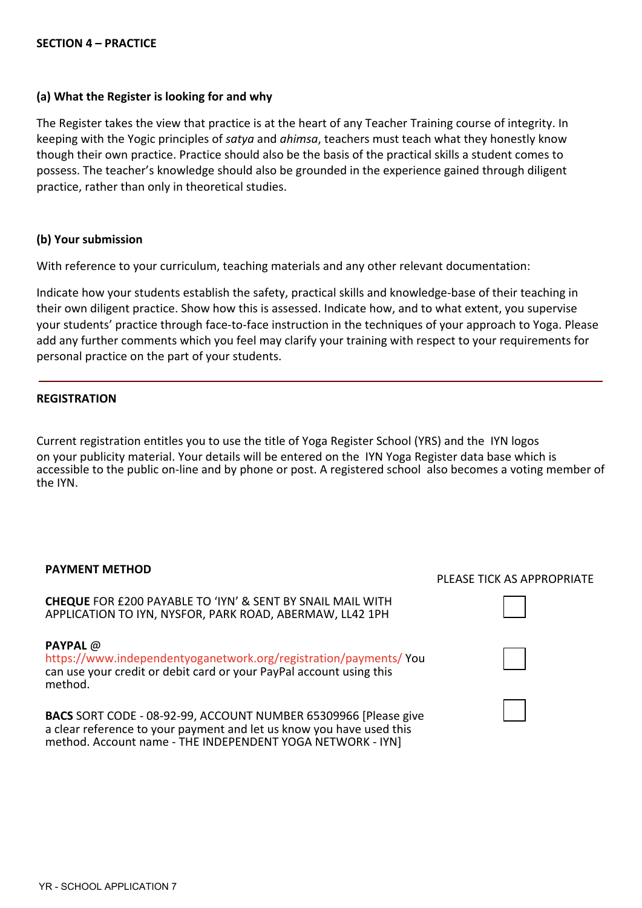## SECTION 4 – PRACTICE

### (a) What the Register is looking for and why

The Register takes the view that practice is at the heart of any Teacher Training course of integrity. In keeping with the Yogic principles of *satya* and *ahimsa*, teachers must teach what they honestly know though their own practice. Practice should also be the basis of the practical skills a student comes to possess. The teacher's knowledge should also be grounded in the experience gained through diligent practice, rather than only in theoretical studies.

### (b) Your submission

With reference to your curriculum, teaching materials and any other relevant documentation:

Indicate how your students establish the safety, practical skills and knowledge-base of their teaching in their own diligent practice. Show how this is assessed. Indicate how, and to what extent, you supervise your students' practice through face-to-face instruction in the techniques of your approach to Yoga. Please add any further comments which you feel may clarify your training with respect to your requirements for personal practice on the part of your students.

---

## REGISTRATION

Current registration entitles you to use the title of Yoga Register School (YRS) and the IYN logos on your publicity material. Your details will be entered on the IYN Yoga Register data base which is accessible to the public on-line and by phone or post. A registered school also becomes a voting member of the IYN.

| **PAYMENT METHOD** | PLEASE TICK AS APPROPRIATE |
| --- | --- |
| **CHEQUE** FOR £200 PAYABLE TO 'IYN' & SENT BY SNAIL MAIL WITH APPLICATION TO IYN, NYSFOR, PARK ROAD, ABERMAW, LL42 1PH | ☐ |
| **PAYPAL** @ https://www.independentyoganetwork.org/registration/payments/ You can use your credit or debit card or your PayPal account using this method. | ☐ |
| **BACS** SORT CODE - 08-92-99, ACCOUNT NUMBER 65309966 [Please give a clear reference to your payment and let us know you have used this method. Account name - THE INDEPENDENT YOGA NETWORK - IYN] | ☐ |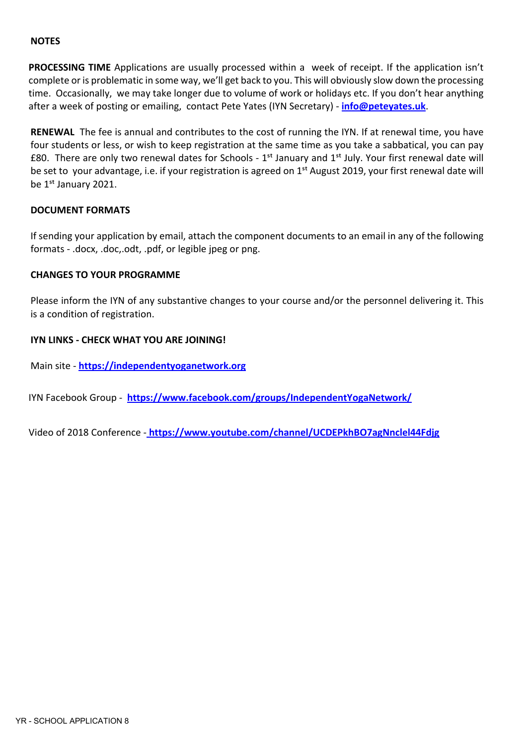**NOTES**

**PROCESSING TIME** Applications are usually processed within a week of receipt. If the application isn't complete or is problematic in some way, we'll get back to you. This will obviously slow down the processing time. Occasionally, we may take longer due to volume of work or holidays etc. If you don't hear anything after a week of posting or emailing, contact Pete Yates (IYN Secretary) - **info@peteyates.uk**.

**RENEWAL** The fee is annual and contributes to the cost of running the IYN. If at renewal time, you have four students or less, or wish to keep registration at the same time as you take a sabbatical, you can pay £80. There are only two renewal dates for Schools - 1st January and 1st July. Your first renewal date will be set to your advantage, i.e. if your registration is agreed on 1st August 2019, your first renewal date will be 1st January 2021.

**DOCUMENT FORMATS**

If sending your application by email, attach the component documents to an email in any of the following formats - .docx, .doc,.odt, .pdf, or legible jpeg or png.

**CHANGES TO YOUR PROGRAMME**

Please inform the IYN of any substantive changes to your course and/or the personnel delivering it. This is a condition of registration.

**IYN LINKS - CHECK WHAT YOU ARE JOINING!**

Main site - **https://independentyoganetwork.org**

IYN Facebook Group - **https://www.facebook.com/groups/IndependentYogaNetwork/**

Video of 2018 Conference - **https://www.youtube.com/channel/UCDEPkhBO7agNnclel44Fdjg**